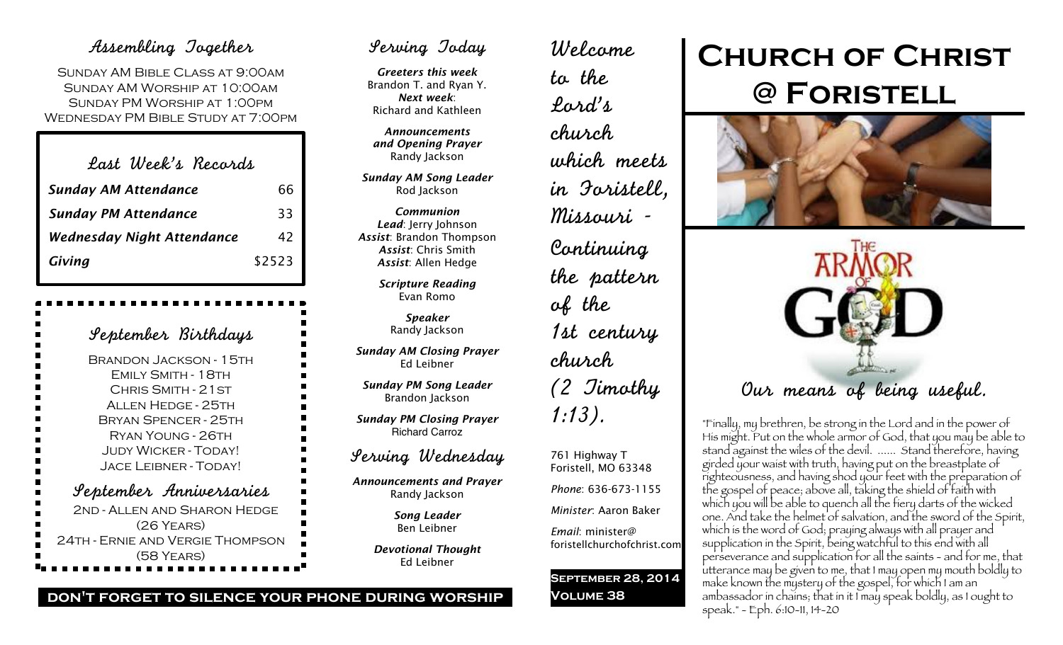## Assembling Together

Sunday AM Bible Class at 9:00am
Sunday AM Worship at 10:00am
Sunday PM Worship at 1:00pm
Wednesday PM Bible Study at 7:00pm

### Last Week's Records

| | |
|---|---|
| ***Sunday AM Attendance*** | 66 |
| ***Sunday PM Attendance*** | 33 |
| ***Wednesday Night Attendance*** | 42 |
| ***Giving*** | $2523 |

### September Birthdays

Brandon Jackson - 15th
Emily Smith - 18th
Chris Smith - 21st
Allen Hedge - 25th
Bryan Spencer - 25th
Ryan Young - 26th
Judy Wicker - Today!
Jace Leibner - Today!

### September Anniversaries

2nd - Allen and Sharon Hedge (26 Years)
24th - Ernie and Vergie Thompson (58 Years)

## Serving Today

***Greeters this week***
Brandon T. and Ryan Y.
***Next week***:
Richard and Kathleen

***Announcements and Opening Prayer***
Randy Jackson

***Sunday AM Song Leader***
Rod Jackson

***Communion***
***Lead***: Jerry Johnson
***Assist***: Brandon Thompson
***Assist***: Chris Smith
***Assist***: Allen Hedge

***Scripture Reading***
Evan Romo

***Speaker***
Randy Jackson

***Sunday AM Closing Prayer***
Ed Leibner

***Sunday PM Song Leader***
Brandon Jackson

***Sunday PM Closing Prayer***
Richard Carroz

## Serving Wednesday

***Announcements and Prayer***
Randy Jackson

***Song Leader***
Ben Leibner

***Devotional Thought***
Ed Leibner

**DON'T FORGET TO SILENCE YOUR PHONE DURING WORSHIP**

Welcome to the Lord's church which meets in Foristell, Missouri - Continuing the pattern of the 1st century church (2 Timothy 1:13).

761 Highway T
Foristell, MO 63348

*Phone*: 636-673-1155

*Minister*: Aaron Baker

*Email*: minister@foristellchurchofchrist.com

**September 28, 2014**
**Volume 38**

# Church of Christ @ Foristell

## Our means of being useful.

"Finally, my brethren, be strong in the Lord and in the power of His might. Put on the whole armor of God, that you may be able to stand against the wiles of the devil. ...... Stand therefore, having girded your waist with truth, having put on the breastplate of righteousness, and having shod your feet with the preparation of the gospel of peace; above all, taking the shield of faith with which you will be able to quench all the fiery darts of the wicked one. And take the helmet of salvation, and the sword of the Spirit, which is the word of God; praying always with all prayer and supplication in the Spirit, being watchful to this end with all perseverance and supplication for all the saints - and for me, that utterance may be given to me, that I may open my mouth boldly to make known the mystery of the gospel, for which I am an ambassador in chains; that in it I may speak boldly, as I ought to speak." - Eph. 6:10-11, 14-20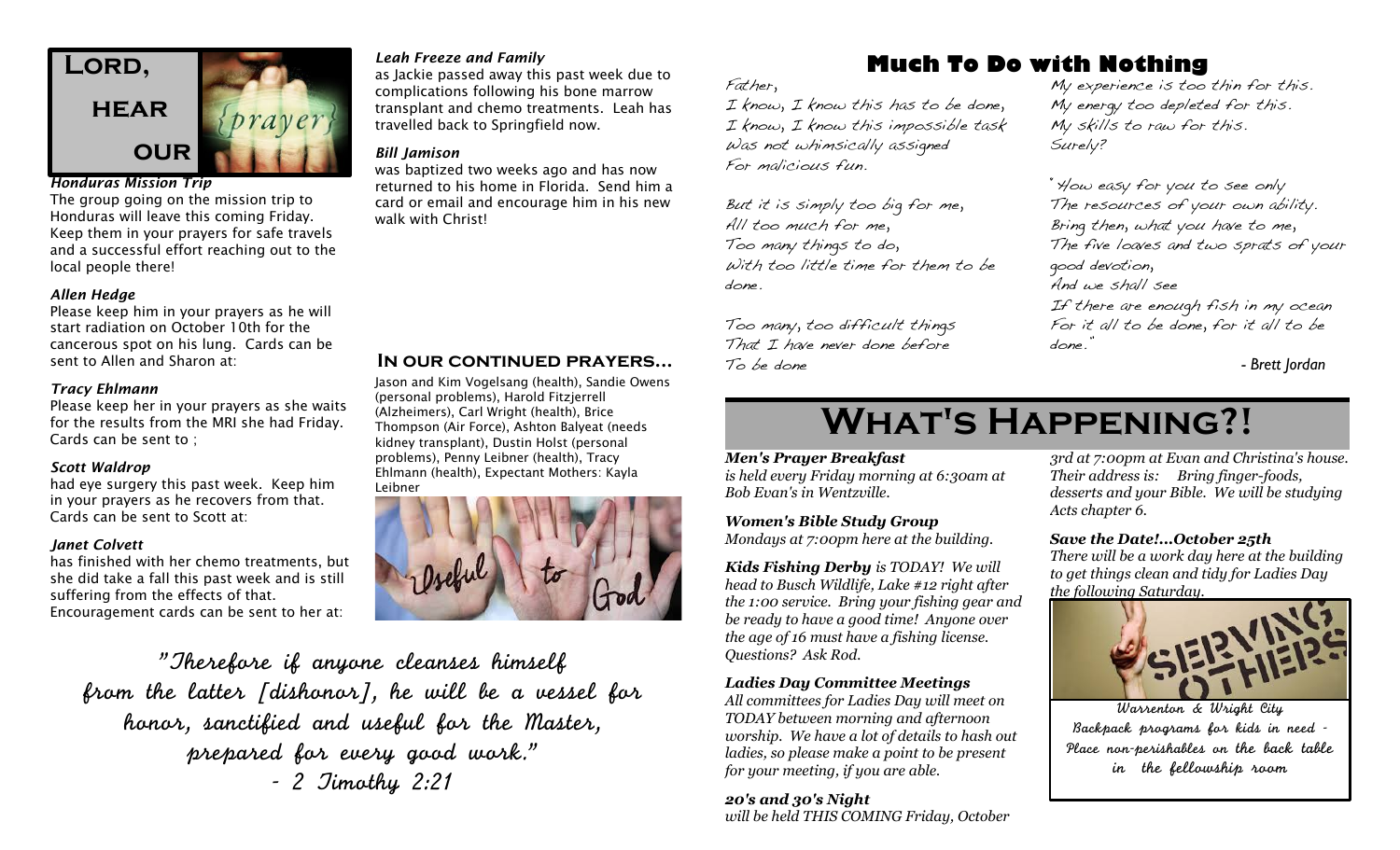# Lord, hear our {prayer}

### *Honduras Mission Trip*

The group going on the mission trip to Honduras will leave this coming Friday. Keep them in your prayers for safe travels and a successful effort reaching out to the local people there!

### *Allen Hedge*

Please keep him in your prayers as he will start radiation on October 10th for the cancerous spot on his lung. Cards can be sent to Allen and Sharon at:

### *Tracy Ehlmann*

Please keep her in your prayers as she waits for the results from the MRI she had Friday. Cards can be sent to ;

### *Scott Waldrop*

had eye surgery this past week. Keep him in your prayers as he recovers from that. Cards can be sent to Scott at:

### *Janet Colvett*

has finished with her chemo treatments, but she did take a fall this past week and is still suffering from the effects of that. Encouragement cards can be sent to her at:

### *Leah Freeze and Family*

as Jackie passed away this past week due to complications following his bone marrow transplant and chemo treatments. Leah has travelled back to Springfield now.

### *Bill Jamison*

was baptized two weeks ago and has now returned to his home in Florida. Send him a card or email and encourage him in his new walk with Christ!

## In our continued prayers...

Jason and Kim Vogelsang (health), Sandie Owens (personal problems), Harold Fitzjerrell (Alzheimers), Carl Wright (health), Brice Thompson (Air Force), Ashton Balyeat (needs kidney transplant), Dustin Holst (personal problems), Penny Leibner (health), Tracy Ehlmann (health), Expectant Mothers: Kayla Leibner

Useful to God

"Therefore if anyone cleanses himself from the latter [dishonor], he will be a vessel for honor, sanctified and useful for the Master, prepared for every good work."
- 2 Timothy 2:21

## Much To Do with Nothing

Father,
I know, I know this has to be done,
I know, I know this impossible task
Was not whimsically assigned
For malicious fun.

But it is simply too big for me,
All too much for me,
Too many things to do,
With too little time for them to be done.

Too many, too difficult things
That I have never done before
To be done
My experience is too thin for this.
My energy too depleted for this.
My skills to raw for this.
Surely?

"How easy for you to see only
The resources of your own ability.
Bring then, what you have to me,
The five loaves and two sprats of your good devotion,
And we shall see
If there are enough fish in my ocean
For it all to be done, for it all to be done."

*- Brett Jordan*

# What's Happening?!

***Men's Prayer Breakfast***
*is held every Friday morning at 6:30am at Bob Evan's in Wentzville.*

***Women's Bible Study Group***
*Mondays at 7:00pm here at the building.*

***Kids Fishing Derby*** *is TODAY! We will head to Busch Wildlife, Lake #12 right after the 1:00 service. Bring your fishing gear and be ready to have a good time! Anyone over the age of 16 must have a fishing license. Questions? Ask Rod.*

***Ladies Day Committee Meetings***
*All committees for Ladies Day will meet on TODAY between morning and afternoon worship. We have a lot of details to hash out ladies, so please make a point to be present for your meeting, if you are able.*

***20's and 30's Night***
*will be held THIS COMING Friday, October 3rd at 7:00pm at Evan and Christina's house. Their address is: Bring finger-foods, desserts and your Bible. We will be studying Acts chapter 6.*

***Save the Date!...October 25th***
*There will be a work day here at the building to get things clean and tidy for Ladies Day the following Saturday.*

SERVING OTHERS

Warrenton & Wright City Backpack programs for kids in need - Place non-perishables on the back table in the fellowship room